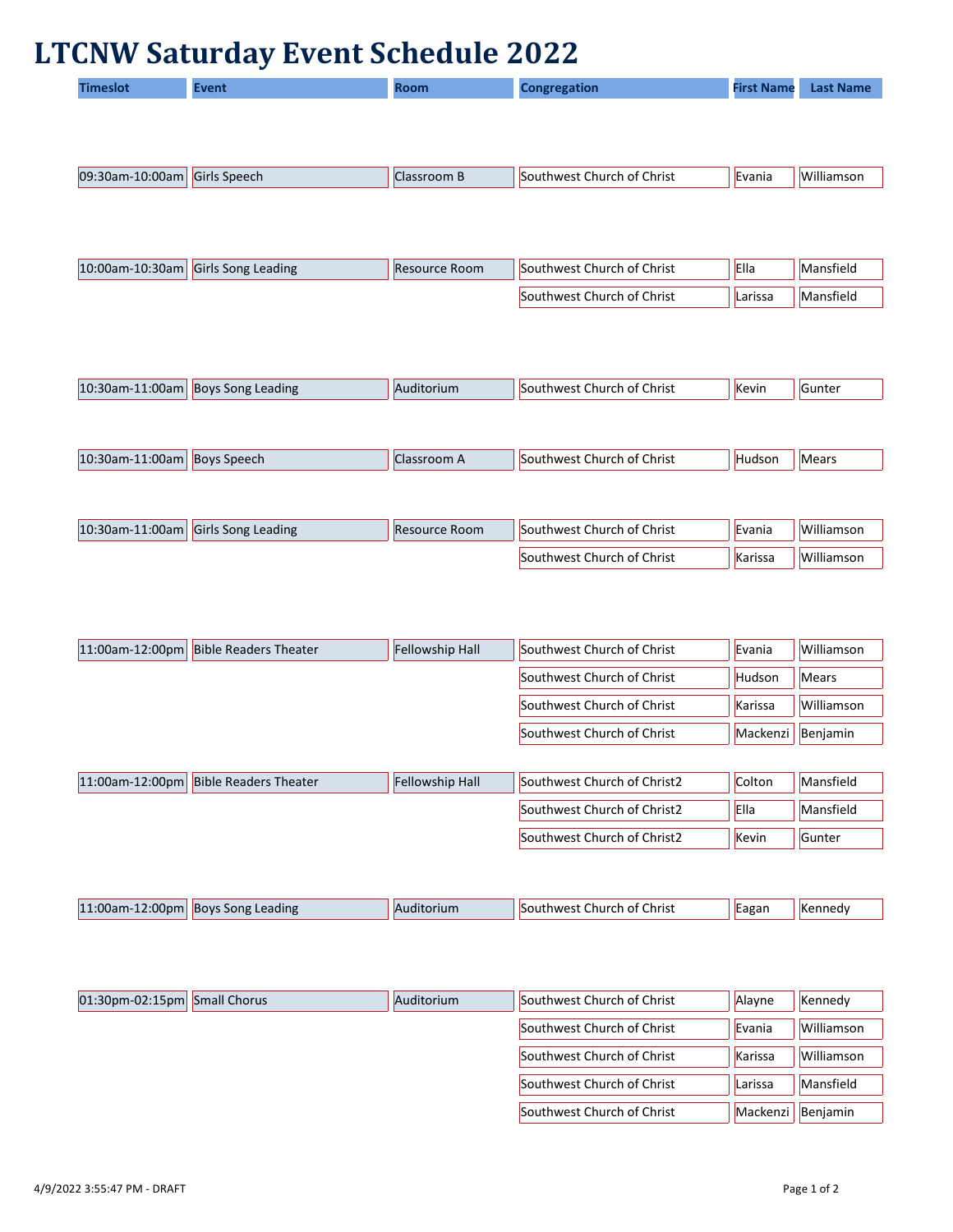# LTCNW Saturday Event Schedule 2022

| Timeslot | Event | Room | Congregation | First Name | Last Name |
|---|---|---|---|---|---|
| 09:30am-10:00am | Girls Speech | Classroom B | Southwest Church of Christ | Evania | Williamson |
| 10:00am-10:30am | Girls Song Leading | Resource Room | Southwest Church of Christ | Ella | Mansfield |
| | | | Southwest Church of Christ | Larissa | Mansfield |
| 10:30am-11:00am | Boys Song Leading | Auditorium | Southwest Church of Christ | Kevin | Gunter |
| 10:30am-11:00am | Boys Speech | Classroom A | Southwest Church of Christ | Hudson | Mears |
| 10:30am-11:00am | Girls Song Leading | Resource Room | Southwest Church of Christ | Evania | Williamson |
| | | | Southwest Church of Christ | Karissa | Williamson |
| 11:00am-12:00pm | Bible Readers Theater | Fellowship Hall | Southwest Church of Christ | Evania | Williamson |
| | | | Southwest Church of Christ | Hudson | Mears |
| | | | Southwest Church of Christ | Karissa | Williamson |
| | | | Southwest Church of Christ | Mackenzi | Benjamin |
| 11:00am-12:00pm | Bible Readers Theater | Fellowship Hall | Southwest Church of Christ2 | Colton | Mansfield |
| | | | Southwest Church of Christ2 | Ella | Mansfield |
| | | | Southwest Church of Christ2 | Kevin | Gunter |
| 11:00am-12:00pm | Boys Song Leading | Auditorium | Southwest Church of Christ | Eagan | Kennedy |
| 01:30pm-02:15pm | Small Chorus | Auditorium | Southwest Church of Christ | Alayne | Kennedy |
| | | | Southwest Church of Christ | Evania | Williamson |
| | | | Southwest Church of Christ | Karissa | Williamson |
| | | | Southwest Church of Christ | Larissa | Mansfield |
| | | | Southwest Church of Christ | Mackenzi | Benjamin |

4/9/2022 3:55:47 PM - DRAFT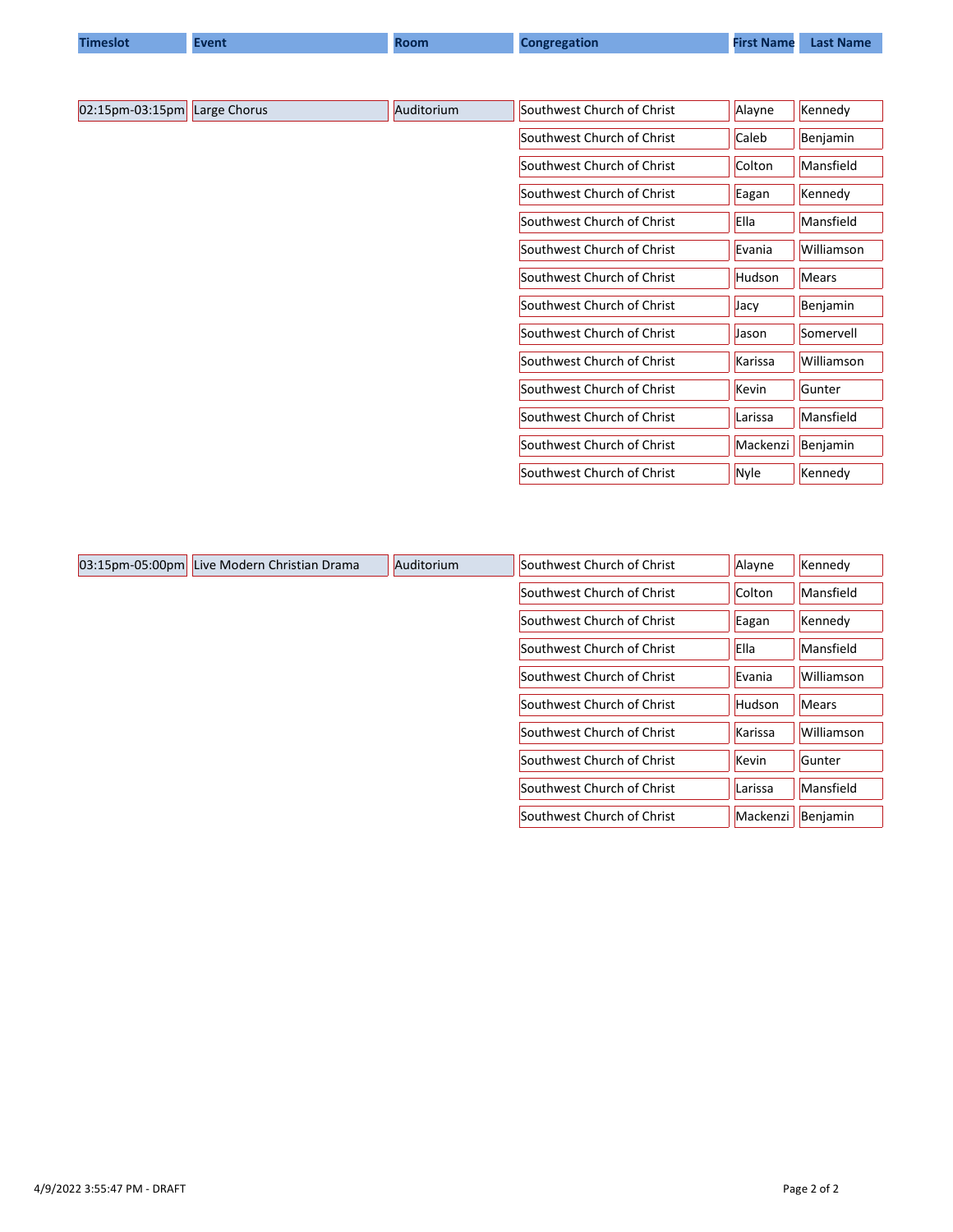| Timeslot | Event | Room | Congregation | First Name | Last Name |
|---|---|---|---|---|---|
| 02:15pm-03:15pm | Large Chorus | Auditorium | Southwest Church of Christ | Alayne | Kennedy |
| | | | Southwest Church of Christ | Caleb | Benjamin |
| | | | Southwest Church of Christ | Colton | Mansfield |
| | | | Southwest Church of Christ | Eagan | Kennedy |
| | | | Southwest Church of Christ | Ella | Mansfield |
| | | | Southwest Church of Christ | Evania | Williamson |
| | | | Southwest Church of Christ | Hudson | Mears |
| | | | Southwest Church of Christ | Jacy | Benjamin |
| | | | Southwest Church of Christ | Jason | Somervell |
| | | | Southwest Church of Christ | Karissa | Williamson |
| | | | Southwest Church of Christ | Kevin | Gunter |
| | | | Southwest Church of Christ | Larissa | Mansfield |
| | | | Southwest Church of Christ | Mackenzi | Benjamin |
| | | | Southwest Church of Christ | Nyle | Kennedy |
| 03:15pm-05:00pm | Live Modern Christian Drama | Auditorium | Southwest Church of Christ | Alayne | Kennedy |
| | | | Southwest Church of Christ | Colton | Mansfield |
| | | | Southwest Church of Christ | Eagan | Kennedy |
| | | | Southwest Church of Christ | Ella | Mansfield |
| | | | Southwest Church of Christ | Evania | Williamson |
| | | | Southwest Church of Christ | Hudson | Mears |
| | | | Southwest Church of Christ | Karissa | Williamson |
| | | | Southwest Church of Christ | Kevin | Gunter |
| | | | Southwest Church of Christ | Larissa | Mansfield |
| | | | Southwest Church of Christ | Mackenzi | Benjamin |

4/9/2022 3:55:47 PM - DRAFT